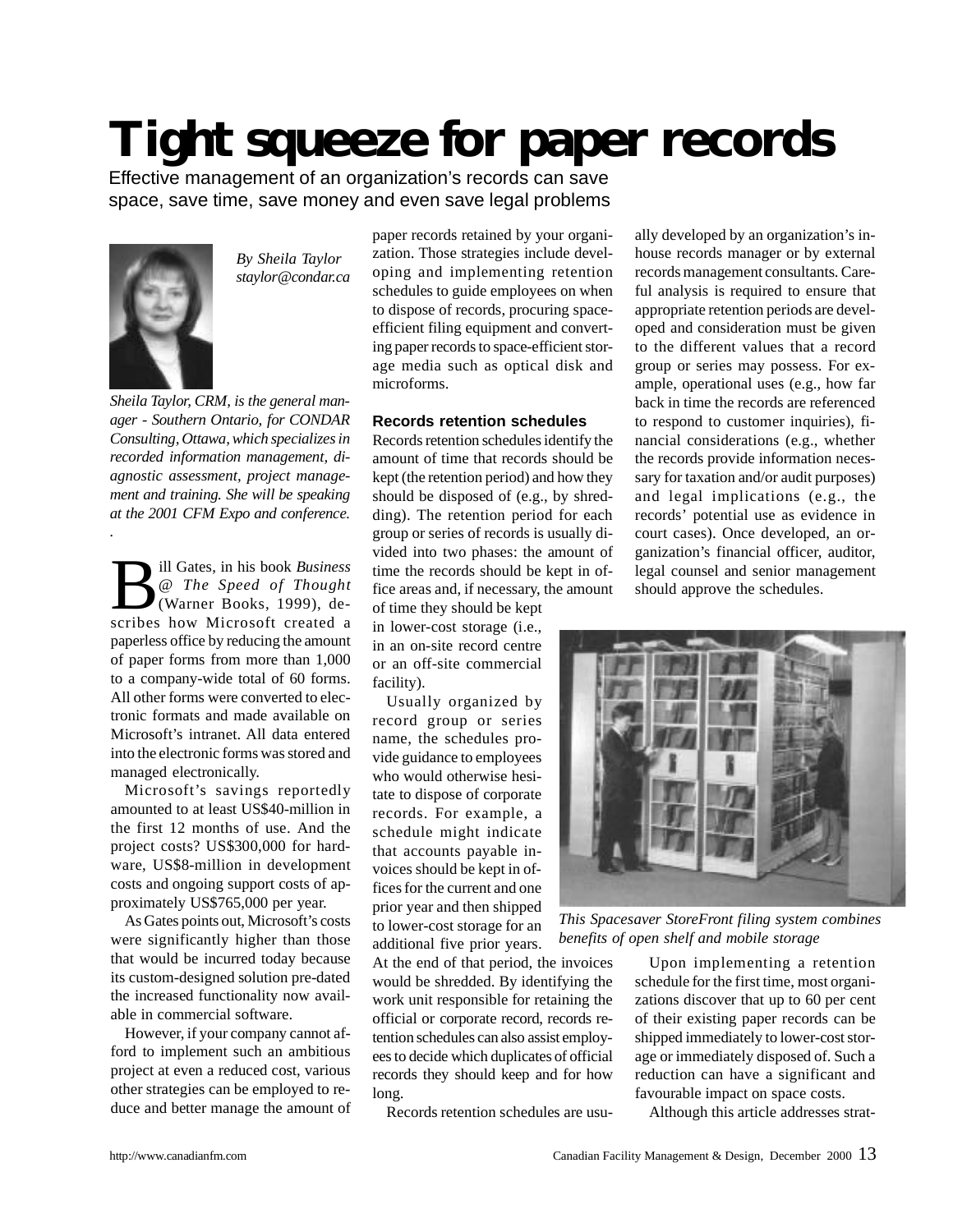# Tight squeeze for paper records

Effective management of an organization's records can save space, save time, save money and even save legal problems

*By Sheila Taylor*
*staylor@condar.ca*

*Sheila Taylor, CRM, is the general manager - Southern Ontario, for CONDAR Consulting, Ottawa, which specializes in recorded information management, diagnostic assessment, project management and training. She will be speaking at the 2001 CFM Expo and conference.*

Bill Gates, in his book *Business @ The Speed of Thought* (Warner Books, 1999), describes how Microsoft created a paperless office by reducing the amount of paper forms from more than 1,000 to a company-wide total of 60 forms. All other forms were converted to electronic formats and made available on Microsoft's intranet. All data entered into the electronic forms was stored and managed electronically.

Microsoft's savings reportedly amounted to at least US$40-million in the first 12 months of use. And the project costs? US$300,000 for hardware, US$8-million in development costs and ongoing support costs of approximately US$765,000 per year.

As Gates points out, Microsoft's costs were significantly higher than those that would be incurred today because its custom-designed solution pre-dated the increased functionality now available in commercial software.

However, if your company cannot afford to implement such an ambitious project at even a reduced cost, various other strategies can be employed to reduce and better manage the amount of paper records retained by your organization. Those strategies include developing and implementing retention schedules to guide employees on when to dispose of records, procuring space-efficient filing equipment and converting paper records to space-efficient storage media such as optical disk and microforms.

### Records retention schedules

Records retention schedules identify the amount of time that records should be kept (the retention period) and how they should be disposed of (e.g., by shredding). The retention period for each group or series of records is usually divided into two phases: the amount of time the records should be kept in office areas and, if necessary, the amount of time they should be kept in lower-cost storage (i.e., in an on-site record centre or an off-site commercial facility).

Usually organized by record group or series name, the schedules provide guidance to employees who would otherwise hesitate to dispose of corporate records. For example, a schedule might indicate that accounts payable invoices should be kept in offices for the current and one prior year and then shipped to lower-cost storage for an additional five prior years. At the end of that period, the invoices would be shredded. By identifying the work unit responsible for retaining the official or corporate record, records retention schedules can also assist employees to decide which duplicates of official records they should keep and for how long.

Records retention schedules are usually developed by an organization's in-house records manager or by external records management consultants. Careful analysis is required to ensure that appropriate retention periods are developed and consideration must be given to the different values that a record group or series may possess. For example, operational uses (e.g., how far back in time the records are referenced to respond to customer inquiries), financial considerations (e.g., whether the records provide information necessary for taxation and/or audit purposes) and legal implications (e.g., the records' potential use as evidence in court cases). Once developed, an organization's financial officer, auditor, legal counsel and senior management should approve the schedules.

*This Spacesaver StoreFront filing system combines benefits of open shelf and mobile storage*

Upon implementing a retention schedule for the first time, most organizations discover that up to 60 per cent of their existing paper records can be shipped immediately to lower-cost storage or immediately disposed of. Such a reduction can have a significant and favourable impact on space costs.

Although this article addresses strat-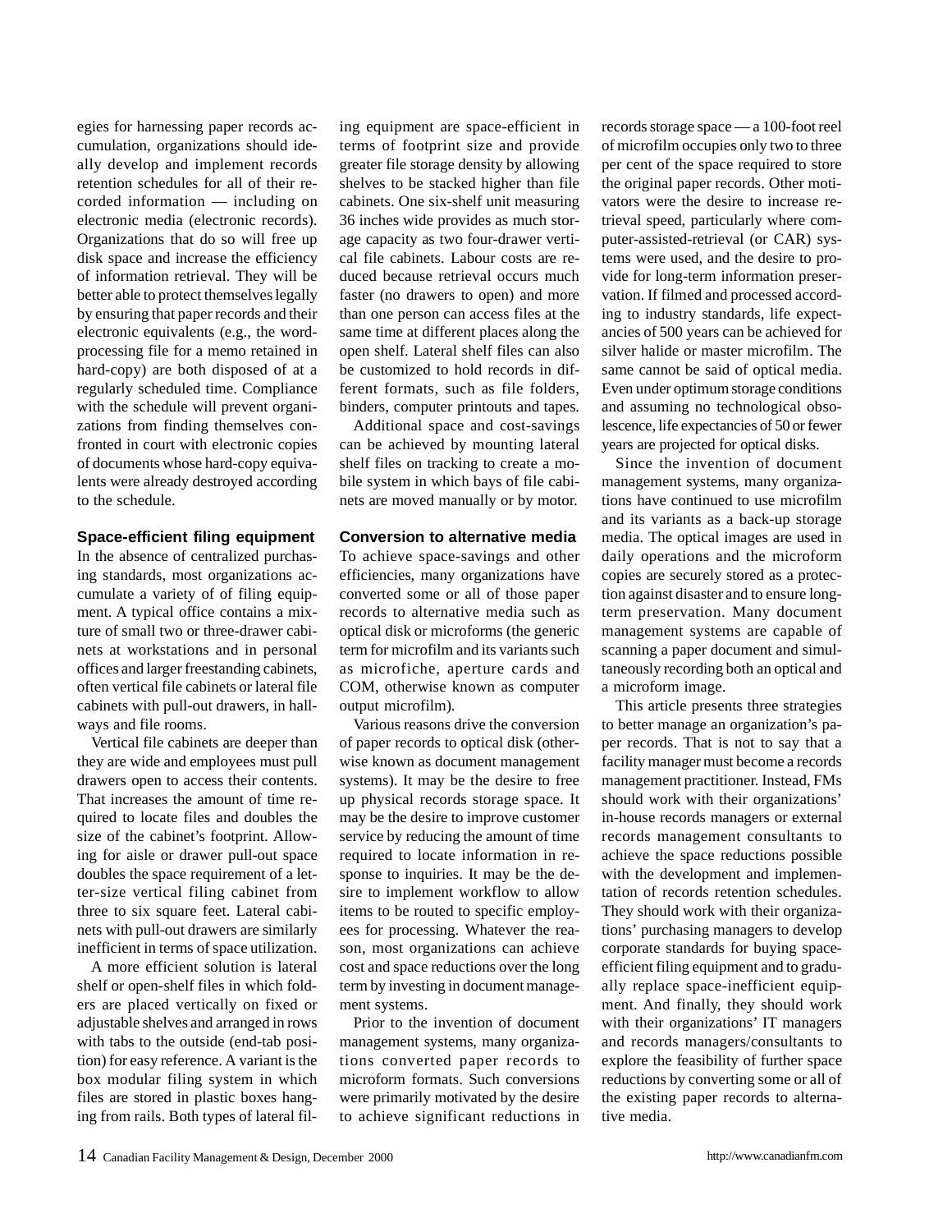egies for harnessing paper records accumulation, organizations should ideally develop and implement records retention schedules for all of their recorded information — including on electronic media (electronic records). Organizations that do so will free up disk space and increase the efficiency of information retrieval. They will be better able to protect themselves legally by ensuring that paper records and their electronic equivalents (e.g., the word-processing file for a memo retained in hard-copy) are both disposed of at a regularly scheduled time. Compliance with the schedule will prevent organizations from finding themselves confronted in court with electronic copies of documents whose hard-copy equivalents were already destroyed according to the schedule.

### Space-efficient filing equipment

In the absence of centralized purchasing standards, most organizations accumulate a variety of of filing equipment. A typical office contains a mixture of small two or three-drawer cabinets at workstations and in personal offices and larger freestanding cabinets, often vertical file cabinets or lateral file cabinets with pull-out drawers, in hallways and file rooms.

Vertical file cabinets are deeper than they are wide and employees must pull drawers open to access their contents. That increases the amount of time required to locate files and doubles the size of the cabinet's footprint. Allowing for aisle or drawer pull-out space doubles the space requirement of a letter-size vertical filing cabinet from three to six square feet. Lateral cabinets with pull-out drawers are similarly inefficient in terms of space utilization.

A more efficient solution is lateral shelf or open-shelf files in which folders are placed vertically on fixed or adjustable shelves and arranged in rows with tabs to the outside (end-tab position) for easy reference. A variant is the box modular filing system in which files are stored in plastic boxes hanging from rails. Both types of lateral filing equipment are space-efficient in terms of footprint size and provide greater file storage density by allowing shelves to be stacked higher than file cabinets. One six-shelf unit measuring 36 inches wide provides as much storage capacity as two four-drawer vertical file cabinets. Labour costs are reduced because retrieval occurs much faster (no drawers to open) and more than one person can access files at the same time at different places along the open shelf. Lateral shelf files can also be customized to hold records in different formats, such as file folders, binders, computer printouts and tapes.

Additional space and cost-savings can be achieved by mounting lateral shelf files on tracking to create a mobile system in which bays of file cabinets are moved manually or by motor.

### Conversion to alternative media

To achieve space-savings and other efficiencies, many organizations have converted some or all of those paper records to alternative media such as optical disk or microforms (the generic term for microfilm and its variants such as microfiche, aperture cards and COM, otherwise known as computer output microfilm).

Various reasons drive the conversion of paper records to optical disk (otherwise known as document management systems). It may be the desire to free up physical records storage space. It may be the desire to improve customer service by reducing the amount of time required to locate information in response to inquiries. It may be the desire to implement workflow to allow items to be routed to specific employees for processing. Whatever the reason, most organizations can achieve cost and space reductions over the long term by investing in document management systems.

Prior to the invention of document management systems, many organizations converted paper records to microform formats. Such conversions were primarily motivated by the desire to achieve significant reductions in records storage space — a 100-foot reel of microfilm occupies only two to three per cent of the space required to store the original paper records. Other motivators were the desire to increase retrieval speed, particularly where computer-assisted-retrieval (or CAR) systems were used, and the desire to provide for long-term information preservation. If filmed and processed according to industry standards, life expectancies of 500 years can be achieved for silver halide or master microfilm. The same cannot be said of optical media. Even under optimum storage conditions and assuming no technological obsolescence, life expectancies of 50 or fewer years are projected for optical disks.

Since the invention of document management systems, many organizations have continued to use microfilm and its variants as a back-up storage media. The optical images are used in daily operations and the microform copies are securely stored as a protection against disaster and to ensure long-term preservation. Many document management systems are capable of scanning a paper document and simultaneously recording both an optical and a microform image.

This article presents three strategies to better manage an organization's paper records. That is not to say that a facility manager must become a records management practitioner. Instead, FMs should work with their organizations' in-house records managers or external records management consultants to achieve the space reductions possible with the development and implementation of records retention schedules. They should work with their organizations' purchasing managers to develop corporate standards for buying space-efficient filing equipment and to gradually replace space-inefficient equipment. And finally, they should work with their organizations' IT managers and records managers/consultants to explore the feasibility of further space reductions by converting some or all of the existing paper records to alternative media.